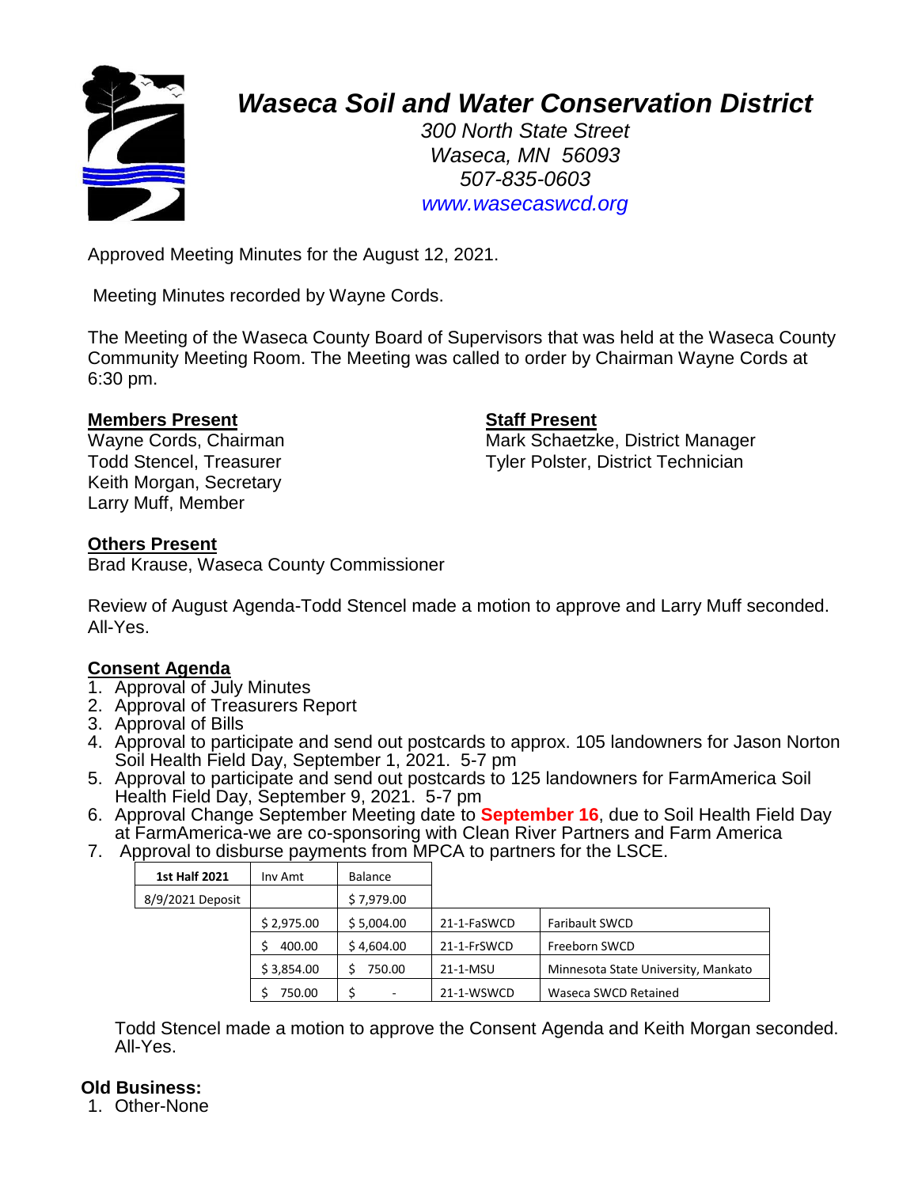# *Waseca Soil and Water Conservation District*

*300 North State Street*
*Waseca, MN 56093*
*507-835-0603*
*www.wasecaswcd.org*

Approved Meeting Minutes for the August 12, 2021.

Meeting Minutes recorded by Wayne Cords.

The Meeting of the Waseca County Board of Supervisors that was held at the Waseca County Community Meeting Room. The Meeting was called to order by Chairman Wayne Cords at 6:30 pm.

**Members Present**
Wayne Cords, Chairman
Todd Stencel, Treasurer
Keith Morgan, Secretary
Larry Muff, Member

**Staff Present**
Mark Schaetzke, District Manager
Tyler Polster, District Technician

**Others Present**
Brad Krause, Waseca County Commissioner

Review of August Agenda-Todd Stencel made a motion to approve and Larry Muff seconded. All-Yes.

**Consent Agenda**

1. Approval of July Minutes
2. Approval of Treasurers Report
3. Approval of Bills
4. Approval to participate and send out postcards to approx. 105 landowners for Jason Norton Soil Health Field Day, September 1, 2021. 5-7 pm
5. Approval to participate and send out postcards to 125 landowners for FarmAmerica Soil Health Field Day, September 9, 2021. 5-7 pm
6. Approval Change September Meeting date to **September 16**, due to Soil Health Field Day at FarmAmerica-we are co-sponsoring with Clean River Partners and Farm America
7. Approval to disburse payments from MPCA to partners for the LSCE.

| 1st Half 2021 | Inv Amt | Balance | | |
|---|---|---|---|---|
| 8/9/2021 Deposit | | $ 7,979.00 | | |
| | $ 2,975.00 | $ 5,004.00 | 21-1-FaSWCD | Faribault SWCD |
| | $ 400.00 | $ 4,604.00 | 21-1-FrSWCD | Freeborn SWCD |
| | $ 3,854.00 | $ 750.00 | 21-1-MSU | Minnesota State University, Mankato |
| | $ 750.00 | $ - | 21-1-WSWCD | Waseca SWCD Retained |

Todd Stencel made a motion to approve the Consent Agenda and Keith Morgan seconded. All-Yes.

**Old Business:**

1. Other-None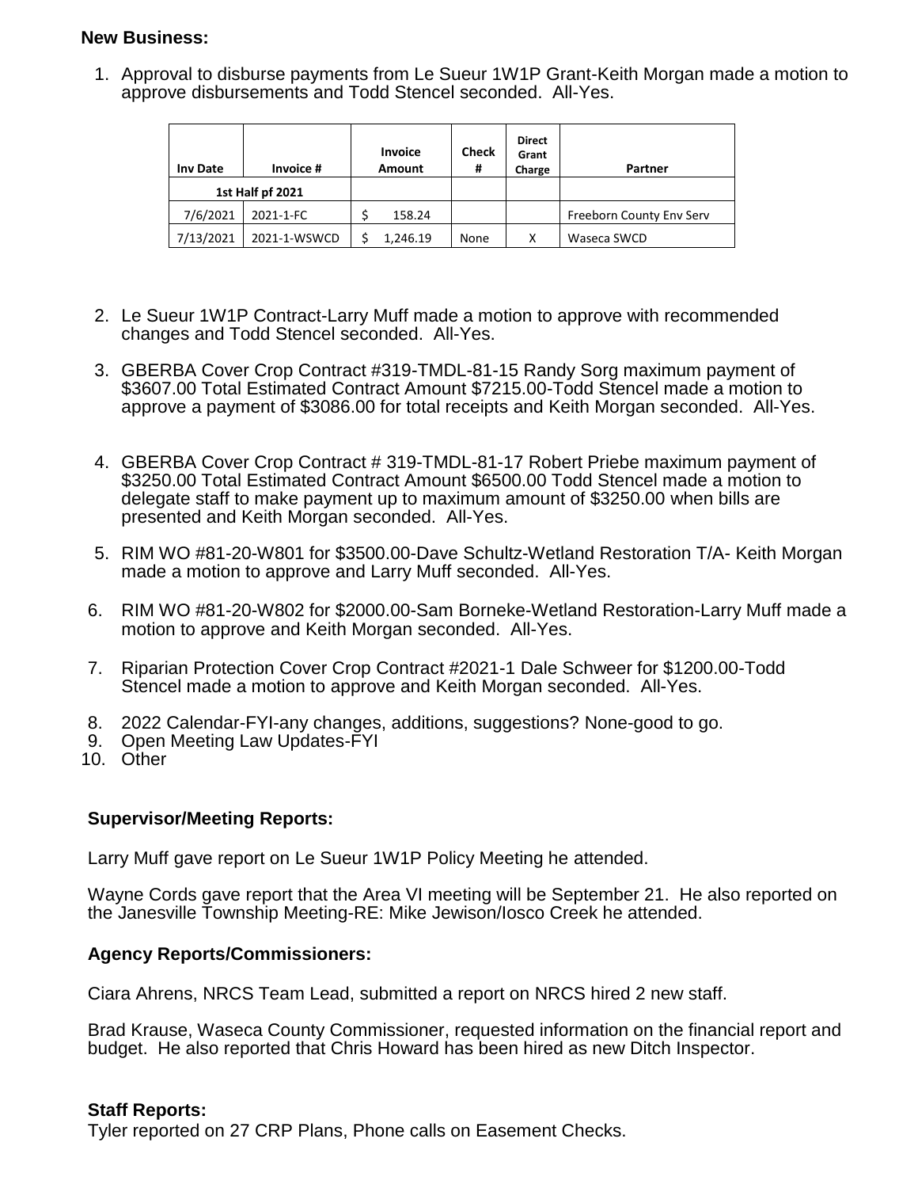**New Business:**

1. Approval to disburse payments from Le Sueur 1W1P Grant-Keith Morgan made a motion to approve disbursements and Todd Stencel seconded. All-Yes.

| Inv Date | Invoice # | Invoice Amount | Check # | Direct Grant Charge | Partner |
|---|---|---|---|---|---|
| 1st Half pf 2021 | | | | | |
| 7/6/2021 | 2021-1-FC | $ 158.24 | | | Freeborn County Env Serv |
| 7/13/2021 | 2021-1-WSWCD | $ 1,246.19 | None | X | Waseca SWCD |

2. Le Sueur 1W1P Contract-Larry Muff made a motion to approve with recommended changes and Todd Stencel seconded. All-Yes.

3. GBERBA Cover Crop Contract #319-TMDL-81-15 Randy Sorg maximum payment of $3607.00 Total Estimated Contract Amount $7215.00-Todd Stencel made a motion to approve a payment of $3086.00 for total receipts and Keith Morgan seconded. All-Yes.

4. GBERBA Cover Crop Contract # 319-TMDL-81-17 Robert Priebe maximum payment of $3250.00 Total Estimated Contract Amount $6500.00 Todd Stencel made a motion to delegate staff to make payment up to maximum amount of $3250.00 when bills are presented and Keith Morgan seconded. All-Yes.

5. RIM WO #81-20-W801 for $3500.00-Dave Schultz-Wetland Restoration T/A- Keith Morgan made a motion to approve and Larry Muff seconded. All-Yes.

6. RIM WO #81-20-W802 for $2000.00-Sam Borneke-Wetland Restoration-Larry Muff made a motion to approve and Keith Morgan seconded. All-Yes.

7. Riparian Protection Cover Crop Contract #2021-1 Dale Schweer for $1200.00-Todd Stencel made a motion to approve and Keith Morgan seconded. All-Yes.

8. 2022 Calendar-FYI-any changes, additions, suggestions? None-good to go.
9. Open Meeting Law Updates-FYI
10. Other

**Supervisor/Meeting Reports:**

Larry Muff gave report on Le Sueur 1W1P Policy Meeting he attended.

Wayne Cords gave report that the Area VI meeting will be September 21. He also reported on the Janesville Township Meeting-RE: Mike Jewison/Iosco Creek he attended.

**Agency Reports/Commissioners:**

Ciara Ahrens, NRCS Team Lead, submitted a report on NRCS hired 2 new staff.

Brad Krause, Waseca County Commissioner, requested information on the financial report and budget. He also reported that Chris Howard has been hired as new Ditch Inspector.

**Staff Reports:**

Tyler reported on 27 CRP Plans, Phone calls on Easement Checks.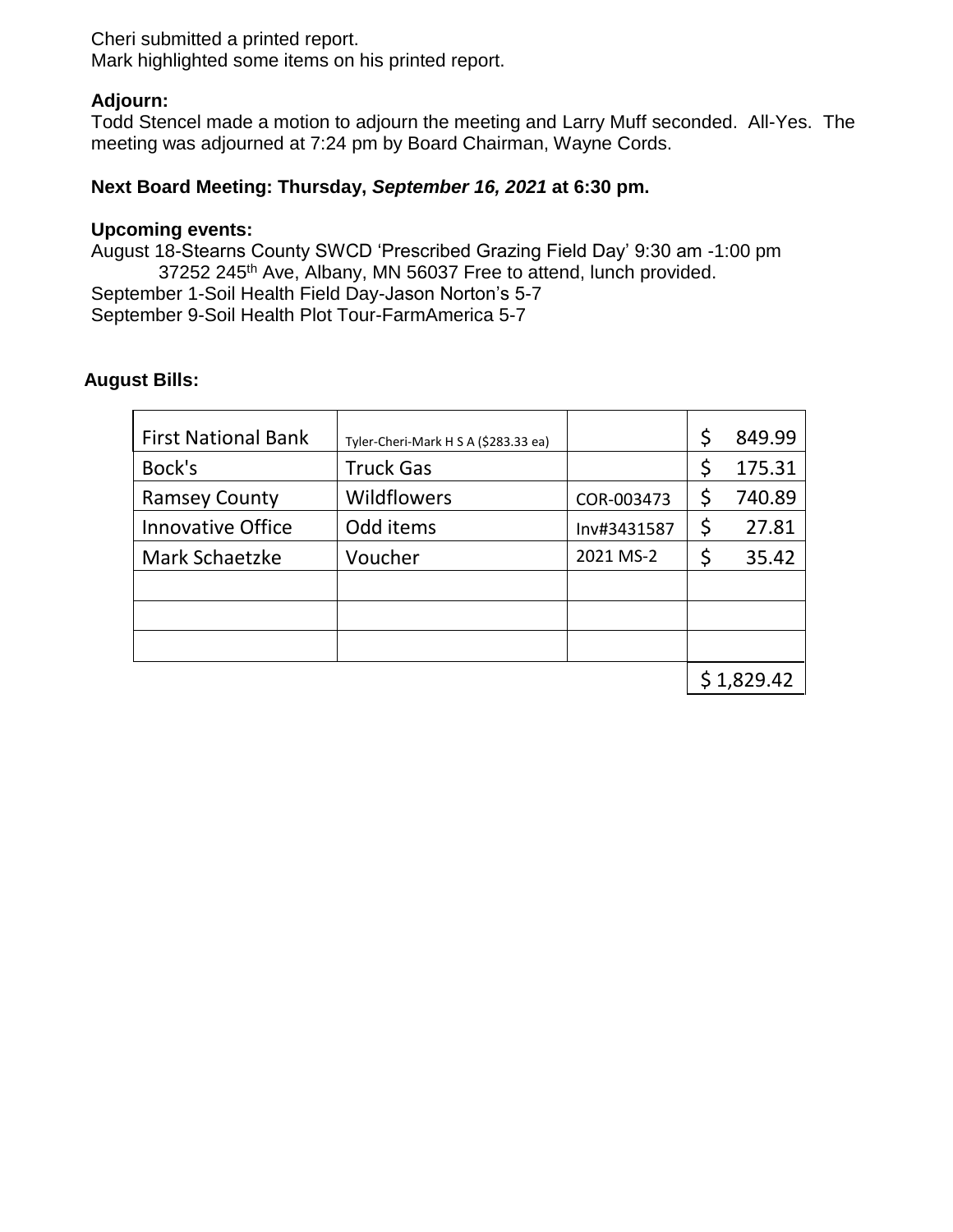Cheri submitted a printed report.
Mark highlighted some items on his printed report.

**Adjourn:**
Todd Stencel made a motion to adjourn the meeting and Larry Muff seconded. All-Yes. The meeting was adjourned at 7:24 pm by Board Chairman, Wayne Cords.

**Next Board Meeting: Thursday, *September 16, 2021* at 6:30 pm.**

**Upcoming events:**
August 18-Stearns County SWCD 'Prescribed Grazing Field Day' 9:30 am -1:00 pm
37252 245th Ave, Albany, MN 56037 Free to attend, lunch provided.
September 1-Soil Health Field Day-Jason Norton's 5-7
September 9-Soil Health Plot Tour-FarmAmerica 5-7

**August Bills:**

| | | | |
|---|---|---|---|
| First National Bank | Tyler-Cheri-Mark H S A ($283.33 ea) | | $ 849.99 |
| Bock's | Truck Gas | | $ 175.31 |
| Ramsey County | Wildflowers | COR-003473 | $ 740.89 |
| Innovative Office | Odd items | Inv#3431587 | $ 27.81 |
| Mark Schaetzke | Voucher | 2021 MS-2 | $ 35.42 |
| | | | |
| | | | |
| | | | |
| | | | $ 1,829.42 |